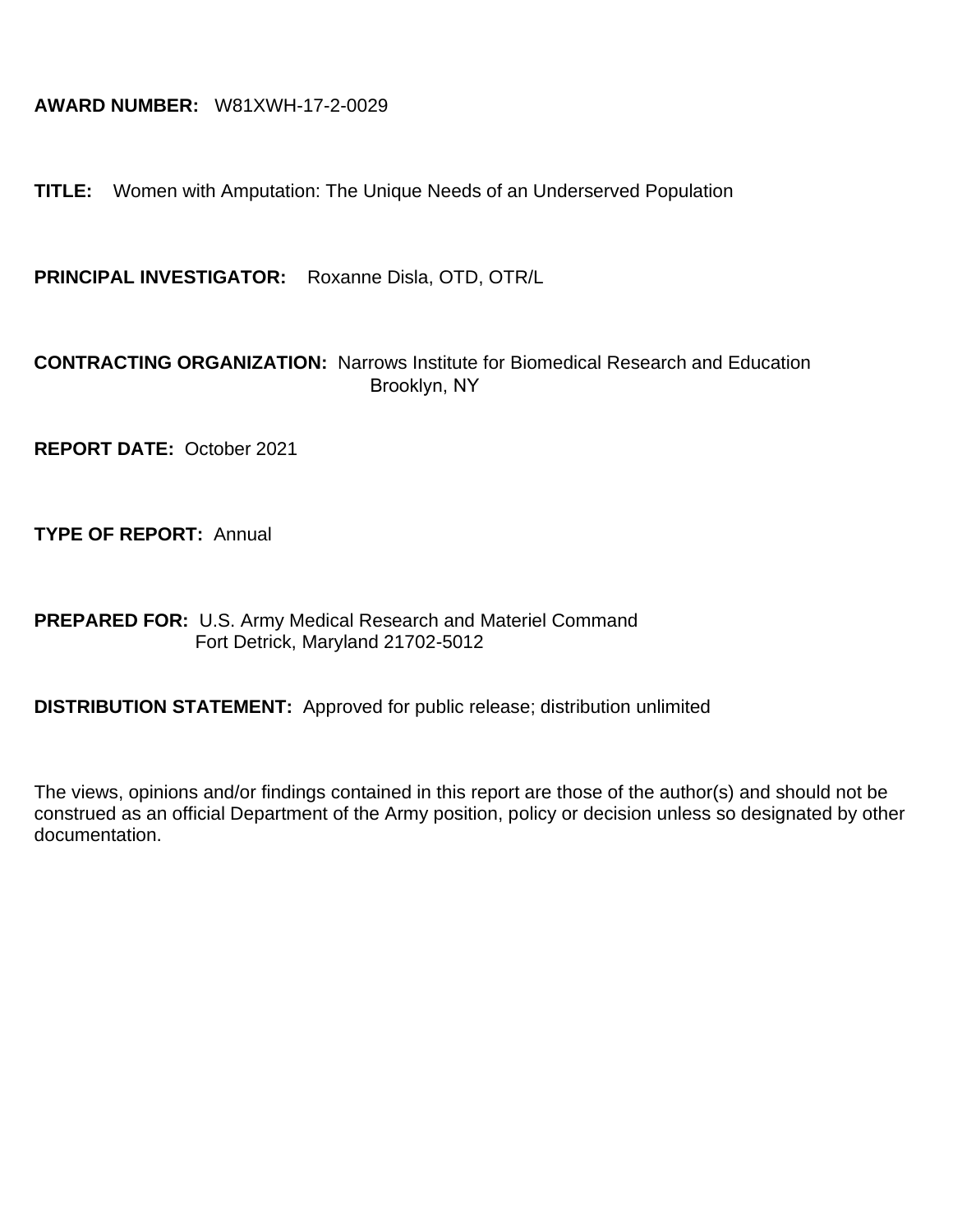**AWARD NUMBER:** W81XWH-17-2-0029

**TITLE:** Women with Amputation: The Unique Needs of an Underserved Population

**PRINCIPAL INVESTIGATOR:** Roxanne Disla, OTD, OTR/L

**CONTRACTING ORGANIZATION:** Narrows Institute for Biomedical Research and Education
Brooklyn, NY

**REPORT DATE:** October 2021

**TYPE OF REPORT:** Annual

**PREPARED FOR:** U.S. Army Medical Research and Materiel Command
Fort Detrick, Maryland 21702-5012

**DISTRIBUTION STATEMENT:** Approved for public release; distribution unlimited

The views, opinions and/or findings contained in this report are those of the author(s) and should not be construed as an official Department of the Army position, policy or decision unless so designated by other documentation.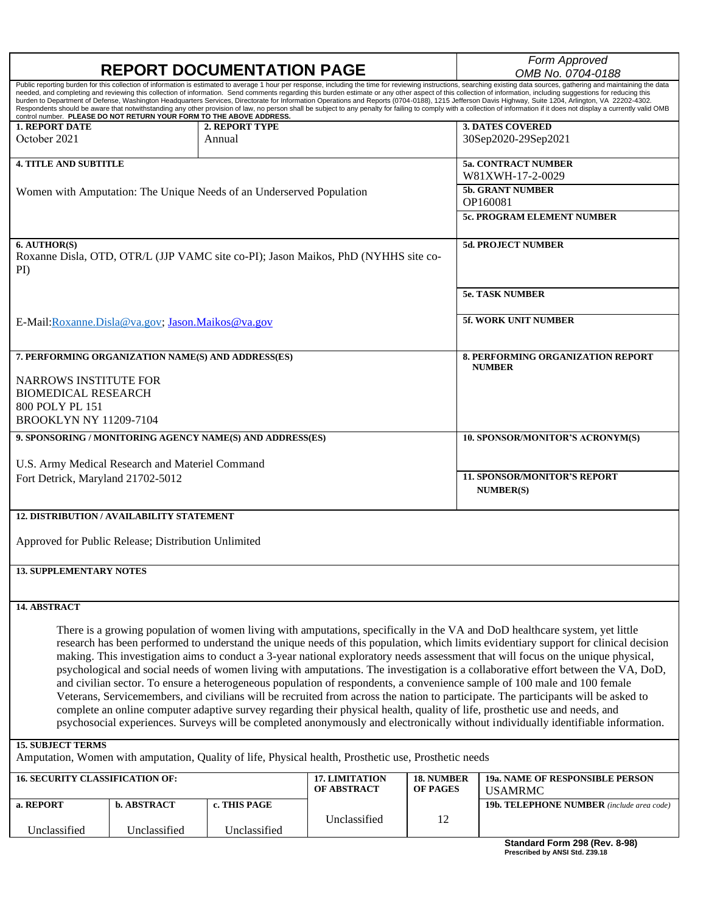# REPORT DOCUMENTATION PAGE

*Form Approved*
*OMB No. 0704-0188*

Public reporting burden for this collection of information is estimated to average 1 hour per response, including the time for reviewing instructions, searching existing data sources, gathering and maintaining the data needed, and completing and reviewing this collection of information. Send comments regarding this burden estimate or any other aspect of this collection of information, including suggestions for reducing this burden to Department of Defense, Washington Headquarters Services, Directorate for Information Operations and Reports (0704-0188), 1215 Jefferson Davis Highway, Suite 1204, Arlington, VA 22202-4302. Respondents should be aware that notwithstanding any other provision of law, no person shall be subject to any penalty for failing to comply with a collection of information if it does not display a currently valid OMB control number. **PLEASE DO NOT RETURN YOUR FORM TO THE ABOVE ADDRESS.**

| **1. REPORT DATE** | **2. REPORT TYPE** | **3. DATES COVERED** |
|---|---|---|
| October 2021 | Annual | 30Sep2020-29Sep2021 |

**4. TITLE AND SUBTITLE**

Women with Amputation: The Unique Needs of an Underserved Population

**5a. CONTRACT NUMBER**
W81XWH-17-2-0029

**5b. GRANT NUMBER**
OP160081

**5c. PROGRAM ELEMENT NUMBER**

**6. AUTHOR(S)**
Roxanne Disla, OTD, OTR/L (JJP VAMC site co-PI); Jason Maikos, PhD (NYHHS site co-PI)

E-Mail: Roxanne.Disla@va.gov; Jason.Maikos@va.gov

**5d. PROJECT NUMBER**

**5e. TASK NUMBER**

**5f. WORK UNIT NUMBER**

**7. PERFORMING ORGANIZATION NAME(S) AND ADDRESS(ES)**

NARROWS INSTITUTE FOR
BIOMEDICAL RESEARCH
800 POLY PL 151
BROOKLYN NY 11209-7104

**8. PERFORMING ORGANIZATION REPORT NUMBER**

**9. SPONSORING / MONITORING AGENCY NAME(S) AND ADDRESS(ES)**

U.S. Army Medical Research and Materiel Command
Fort Detrick, Maryland 21702-5012

**10. SPONSOR/MONITOR'S ACRONYM(S)**

**11. SPONSOR/MONITOR'S REPORT NUMBER(S)**

**12. DISTRIBUTION / AVAILABILITY STATEMENT**

Approved for Public Release; Distribution Unlimited

**13. SUPPLEMENTARY NOTES**

**14. ABSTRACT**

There is a growing population of women living with amputations, specifically in the VA and DoD healthcare system, yet little research has been performed to understand the unique needs of this population, which limits evidentiary support for clinical decision making. This investigation aims to conduct a 3-year national exploratory needs assessment that will focus on the unique physical, psychological and social needs of women living with amputations. The investigation is a collaborative effort between the VA, DoD, and civilian sector. To ensure a heterogeneous population of respondents, a convenience sample of 100 male and 100 female Veterans, Servicemembers, and civilians will be recruited from across the nation to participate. The participants will be asked to complete an online computer adaptive survey regarding their physical health, quality of life, prosthetic use and needs, and psychosocial experiences. Surveys will be completed anonymously and electronically without individually identifiable information.

**15. SUBJECT TERMS**
Amputation, Women with amputation, Quality of life, Physical health, Prosthetic use, Prosthetic needs

| **16. SECURITY CLASSIFICATION OF:** | | | **17. LIMITATION OF ABSTRACT** | **18. NUMBER OF PAGES** | **19a. NAME OF RESPONSIBLE PERSON** USAMRMC |
|---|---|---|---|---|---|
| **a. REPORT** | **b. ABSTRACT** | **c. THIS PAGE** | | | **19b. TELEPHONE NUMBER** *(include area code)* |
| Unclassified | Unclassified | Unclassified | Unclassified | 12 | |

**Standard Form 298 (Rev. 8-98)**
**Prescribed by ANSI Std. Z39.18**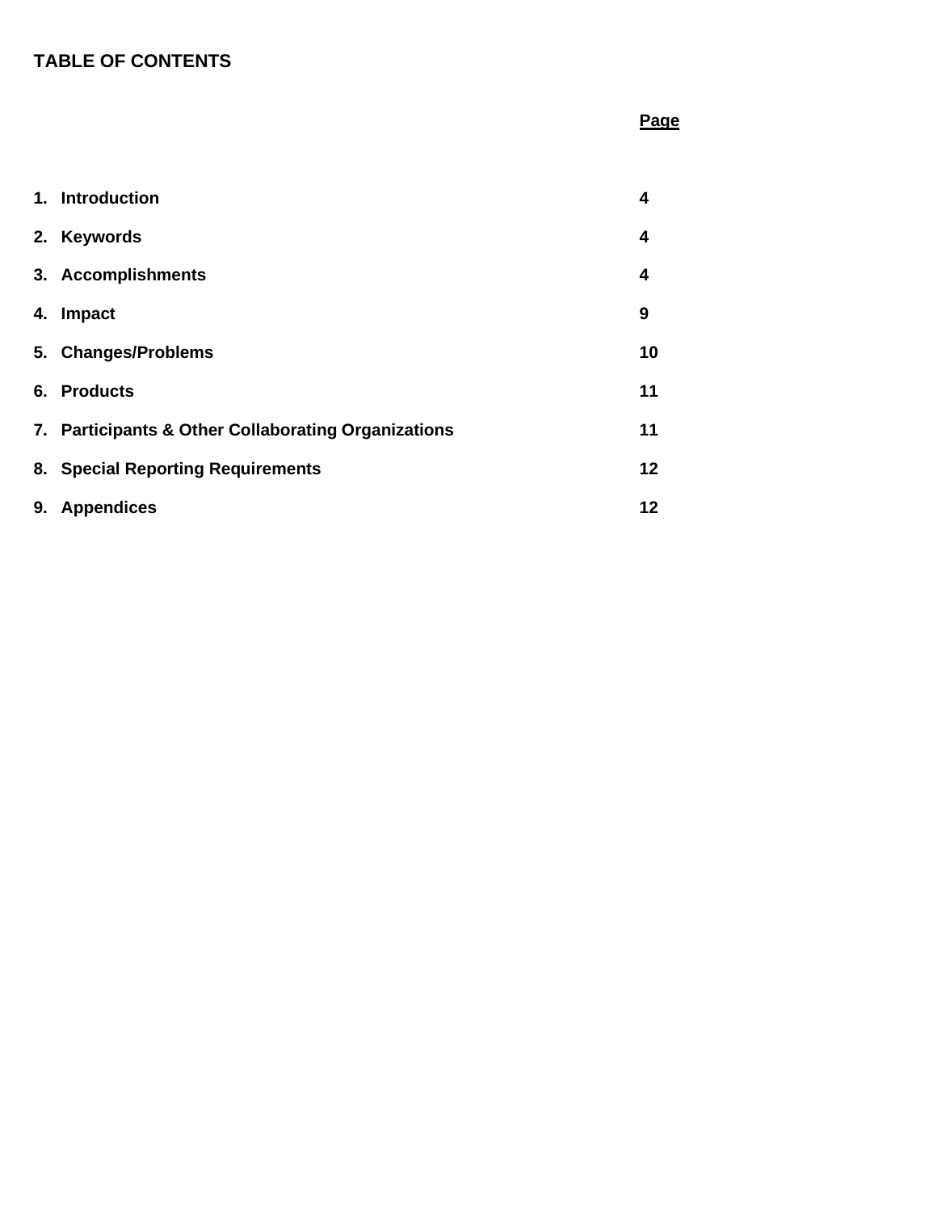**TABLE OF CONTENTS**

| | **Page** |
|---|---|
| **1. Introduction** | **4** |
| **2. Keywords** | **4** |
| **3. Accomplishments** | **4** |
| **4. Impact** | **9** |
| **5. Changes/Problems** | **10** |
| **6. Products** | **11** |
| **7. Participants & Other Collaborating Organizations** | **11** |
| **8. Special Reporting Requirements** | **12** |
| **9. Appendices** | **12** |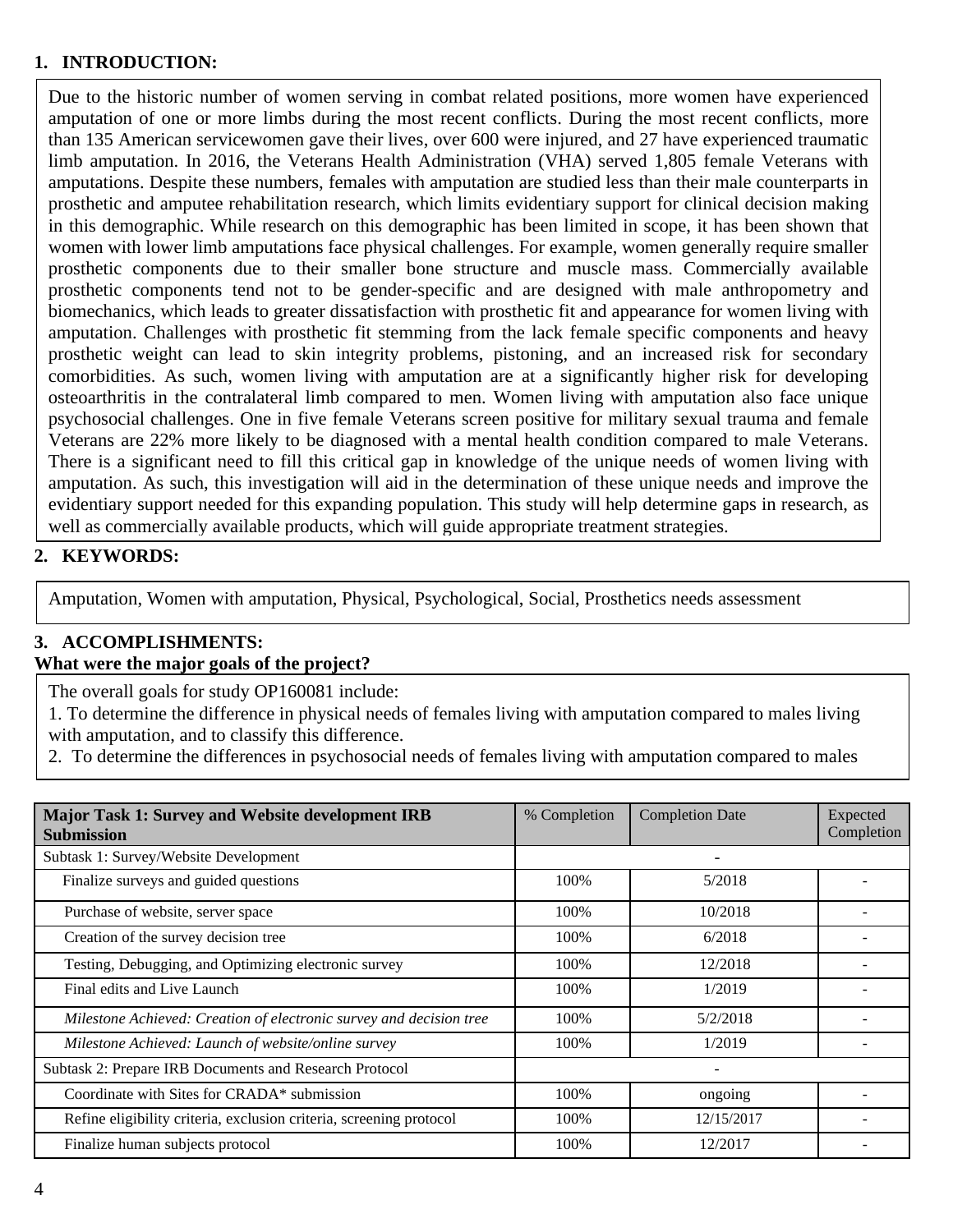## 1. INTRODUCTION:

Due to the historic number of women serving in combat related positions, more women have experienced amputation of one or more limbs during the most recent conflicts. During the most recent conflicts, more than 135 American servicewomen gave their lives, over 600 were injured, and 27 have experienced traumatic limb amputation. In 2016, the Veterans Health Administration (VHA) served 1,805 female Veterans with amputations. Despite these numbers, females with amputation are studied less than their male counterparts in prosthetic and amputee rehabilitation research, which limits evidentiary support for clinical decision making in this demographic. While research on this demographic has been limited in scope, it has been shown that women with lower limb amputations face physical challenges. For example, women generally require smaller prosthetic components due to their smaller bone structure and muscle mass. Commercially available prosthetic components tend not to be gender-specific and are designed with male anthropometry and biomechanics, which leads to greater dissatisfaction with prosthetic fit and appearance for women living with amputation. Challenges with prosthetic fit stemming from the lack female specific components and heavy prosthetic weight can lead to skin integrity problems, pistoning, and an increased risk for secondary comorbidities. As such, women living with amputation are at a significantly higher risk for developing osteoarthritis in the contralateral limb compared to men. Women living with amputation also face unique psychosocial challenges. One in five female Veterans screen positive for military sexual trauma and female Veterans are 22% more likely to be diagnosed with a mental health condition compared to male Veterans. There is a significant need to fill this critical gap in knowledge of the unique needs of women living with amputation. As such, this investigation will aid in the determination of these unique needs and improve the evidentiary support needed for this expanding population. This study will help determine gaps in research, as well as commercially available products, which will guide appropriate treatment strategies.

## 2. KEYWORDS:

Amputation, Women with amputation, Physical, Psychological, Social, Prosthetics needs assessment

## 3. ACCOMPLISHMENTS:

**What were the major goals of the project?**

The overall goals for study OP160081 include:

1. To determine the difference in physical needs of females living with amputation compared to males living with amputation, and to classify this difference.
2. To determine the differences in psychosocial needs of females living with amputation compared to males

| **Major Task 1: Survey and Website development IRB Submission** | % Completion | Completion Date | Expected Completion |
|---|---|---|---|
| Subtask 1: Survey/Website Development | - | | |
| Finalize surveys and guided questions | 100% | 5/2018 | - |
| Purchase of website, server space | 100% | 10/2018 | - |
| Creation of the survey decision tree | 100% | 6/2018 | - |
| Testing, Debugging, and Optimizing electronic survey | 100% | 12/2018 | - |
| Final edits and Live Launch | 100% | 1/2019 | - |
| *Milestone Achieved: Creation of electronic survey and decision tree* | 100% | 5/2/2018 | - |
| *Milestone Achieved: Launch of website/online survey* | 100% | 1/2019 | - |
| Subtask 2: Prepare IRB Documents and Research Protocol | - | | |
| Coordinate with Sites for CRADA* submission | 100% | ongoing | - |
| Refine eligibility criteria, exclusion criteria, screening protocol | 100% | 12/15/2017 | - |
| Finalize human subjects protocol | 100% | 12/2017 | - |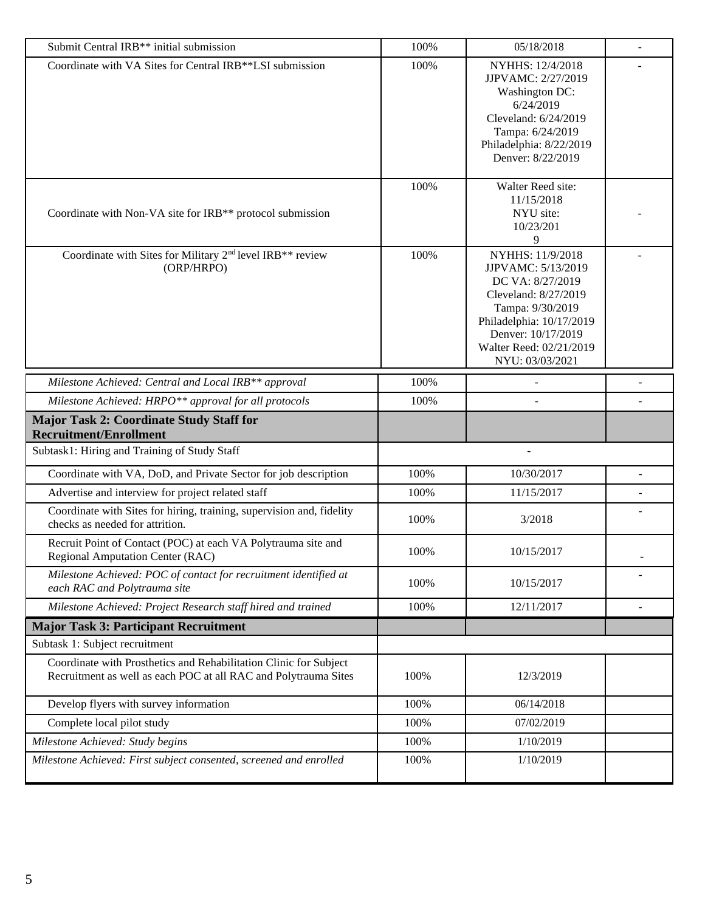| | | | |
|---|---|---|---|
| Submit Central IRB** initial submission | 100% | 05/18/2018 | - |
| Coordinate with VA Sites for Central IRB**LSI submission | 100% | NYHHS: 12/4/2018<br>JJPVAMC: 2/27/2019<br>Washington DC: 6/24/2019<br>Cleveland: 6/24/2019<br>Tampa: 6/24/2019<br>Philadelphia: 8/22/2019<br>Denver: 8/22/2019 | - |
| Coordinate with Non-VA site for IRB** protocol submission | 100% | Walter Reed site: 11/15/2018<br>NYU site: 10/23/2019 | - |
| Coordinate with Sites for Military 2nd level IRB** review (ORP/HRPO) | 100% | NYHHS: 11/9/2018<br>JJPVAMC: 5/13/2019<br>DC VA: 8/27/2019<br>Cleveland: 8/27/2019<br>Tampa: 9/30/2019<br>Philadelphia: 10/17/2019<br>Denver: 10/17/2019<br>Walter Reed: 02/21/2019<br>NYU: 03/03/2021 | - |
| *Milestone Achieved: Central and Local IRB** approval* | 100% | - | - |
| *Milestone Achieved: HRPO** approval for all protocols* | 100% | - | - |
| **Major Task 2: Coordinate Study Staff for Recruitment/Enrollment** | | | |
| Subtask1: Hiring and Training of Study Staff | | - | |
| Coordinate with VA, DoD, and Private Sector for job description | 100% | 10/30/2017 | - |
| Advertise and interview for project related staff | 100% | 11/15/2017 | - |
| Coordinate with Sites for hiring, training, supervision and, fidelity checks as needed for attrition. | 100% | 3/2018 | - |
| Recruit Point of Contact (POC) at each VA Polytrauma site and Regional Amputation Center (RAC) | 100% | 10/15/2017 | - |
| *Milestone Achieved: POC of contact for recruitment identified at each RAC and Polytrauma site* | 100% | 10/15/2017 | - |
| *Milestone Achieved: Project Research staff hired and trained* | 100% | 12/11/2017 | - |
| **Major Task 3: Participant Recruitment** | | | |
| Subtask 1: Subject recruitment | | | |
| Coordinate with Prosthetics and Rehabilitation Clinic for Subject Recruitment as well as each POC at all RAC and Polytrauma Sites | 100% | 12/3/2019 | |
| Develop flyers with survey information | 100% | 06/14/2018 | |
| Complete local pilot study | 100% | 07/02/2019 | |
| *Milestone Achieved: Study begins* | 100% | 1/10/2019 | |
| *Milestone Achieved: First subject consented, screened and enrolled* | 100% | 1/10/2019 | |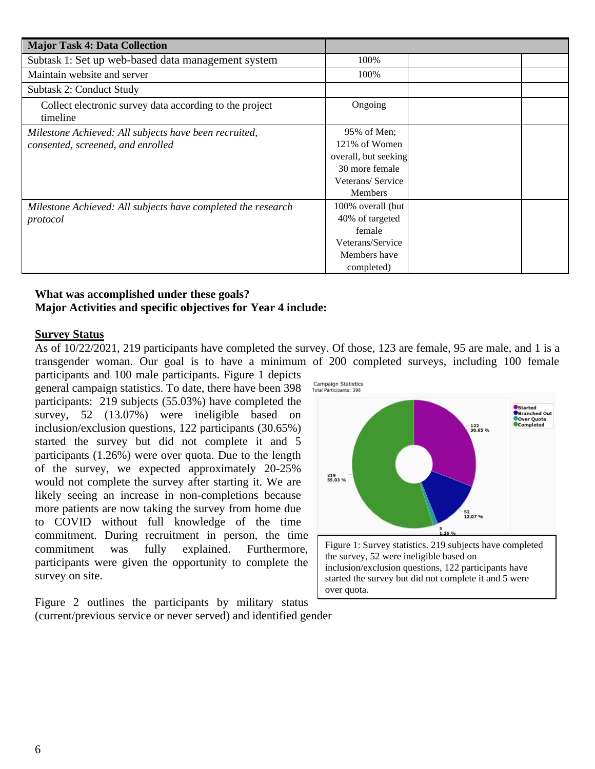| **Major Task 4: Data Collection** | | | |
|---|---|---|---|
| Subtask 1: Set up web-based data management system | 100% | | |
| Maintain website and server | 100% | | |
| Subtask 2: Conduct Study | | | |
| Collect electronic survey data according to the project timeline | Ongoing | | |
| *Milestone Achieved: All subjects have been recruited, consented, screened, and enrolled* | 95% of Men; 121% of Women overall, but seeking 30 more female Veterans/ Service Members | | |
| *Milestone Achieved: All subjects have completed the research protocol* | 100% overall (but 40% of targeted female Veterans/Service Members have completed) | | |

**What was accomplished under these goals?**
**Major Activities and specific objectives for Year 4 include:**

**Survey Status**

As of 10/22/2021, 219 participants have completed the survey. Of those, 123 are female, 95 are male, and 1 is a transgender woman. Our goal is to have a minimum of 200 completed surveys, including 100 female participants and 100 male participants. Figure 1 depicts general campaign statistics. To date, there have been 398 participants: 219 subjects (55.03%) have completed the survey, 52 (13.07%) were ineligible based on inclusion/exclusion questions, 122 participants (30.65%) started the survey but did not complete it and 5 participants (1.26%) were over quota. Due to the length of the survey, we expected approximately 20-25% would not complete the survey after starting it. We are likely seeing an increase in non-completions because more patients are now taking the survey from home due to COVID without full knowledge of the time commitment. During recruitment in person, the time commitment was fully explained. Furthermore, participants were given the opportunity to complete the survey on site.

Figure 1: Survey statistics. 219 subjects have completed the survey, 52 were ineligible based on inclusion/exclusion questions, 122 participants have started the survey but did not complete it and 5 were over quota.

Figure 2 outlines the participants by military status (current/previous service or never served) and identified gender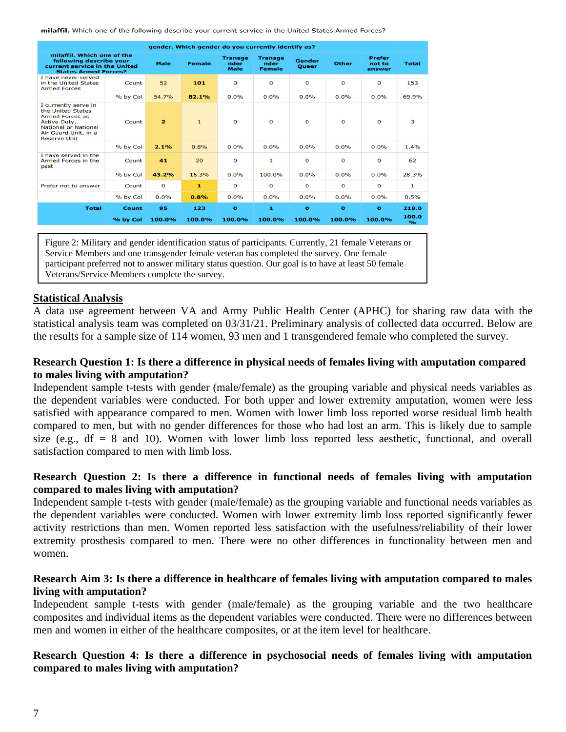**milaffil.** Which one of the following describe your current service in the United States Armed Forces?

| milaffil. Which one of the following describe your current service in the United States Armed Forces? | | gender. Which gender do you currently identify as? | | | | | | | |
|---|---|---|---|---|---|---|---|---|---|
| | | Male | Female | Transgender Male | Transgender Female | Gender Queer | Other | Prefer not to answer | Total |
| I have never served in the United States Armed Forces | Count | 52 | **101** | 0 | 0 | 0 | 0 | 0 | 153 |
| | % by Col | 54.7% | **82.1%** | 0.0% | 0.0% | 0.0% | 0.0% | 0.0% | 69.9% |
| I currently serve in the United States Armed Forces as Active Duty, National or National Air Guard Unit, in a Reserve Unit | Count | **2** | 1 | 0 | 0 | 0 | 0 | 0 | 3 |
| | % by Col | **2.1%** | 0.8% | 0.0% | 0.0% | 0.0% | 0.0% | 0.0% | 1.4% |
| I have served in the Armed Forces in the past | Count | **41** | 20 | 0 | 1 | 0 | 0 | 0 | 62 |
| | % by Col | **43.2%** | 16.3% | 0.0% | 100.0% | 0.0% | 0.0% | 0.0% | 28.3% |
| Prefer not to answer | Count | 0 | **1** | 0 | 0 | 0 | 0 | 0 | 1 |
| | % by Col | 0.0% | **0.8%** | 0.0% | 0.0% | 0.0% | 0.0% | 0.0% | 0.5% |
| **Total** | **Count** | **95** | **123** | **0** | **1** | **0** | **0** | **0** | **219.0** |
| | **% by Col** | **100.0%** | **100.0%** | **100.0%** | **100.0%** | **100.0%** | **100.0%** | **100.0%** | **100.0 %** |

Figure 2: Military and gender identification status of participants. Currently, 21 female Veterans or Service Members and one transgender female veteran has completed the survey. One female participant preferred not to answer military status question. Our goal is to have at least 50 female Veterans/Service Members complete the survey.

## Statistical Analysis

A data use agreement between VA and Army Public Health Center (APHC) for sharing raw data with the statistical analysis team was completed on 03/31/21. Preliminary analysis of collected data occurred. Below are the results for a sample size of 114 women, 93 men and 1 transgendered female who completed the survey.

### Research Question 1: Is there a difference in physical needs of females living with amputation compared to males living with amputation?

Independent sample t-tests with gender (male/female) as the grouping variable and physical needs variables as the dependent variables were conducted. For both upper and lower extremity amputation, women were less satisfied with appearance compared to men. Women with lower limb loss reported worse residual limb health compared to men, but with no gender differences for those who had lost an arm. This is likely due to sample size (e.g., df = 8 and 10). Women with lower limb loss reported less aesthetic, functional, and overall satisfaction compared to men with limb loss.

### Research Question 2: Is there a difference in functional needs of females living with amputation compared to males living with amputation?

Independent sample t-tests with gender (male/female) as the grouping variable and functional needs variables as the dependent variables were conducted. Women with lower extremity limb loss reported significantly fewer activity restrictions than men. Women reported less satisfaction with the usefulness/reliability of their lower extremity prosthesis compared to men. There were no other differences in functionality between men and women.

### Research Aim 3: Is there a difference in healthcare of females living with amputation compared to males living with amputation?

Independent sample t-tests with gender (male/female) as the grouping variable and the two healthcare composites and individual items as the dependent variables were conducted. There were no differences between men and women in either of the healthcare composites, or at the item level for healthcare.

### Research Question 4: Is there a difference in psychosocial needs of females living with amputation compared to males living with amputation?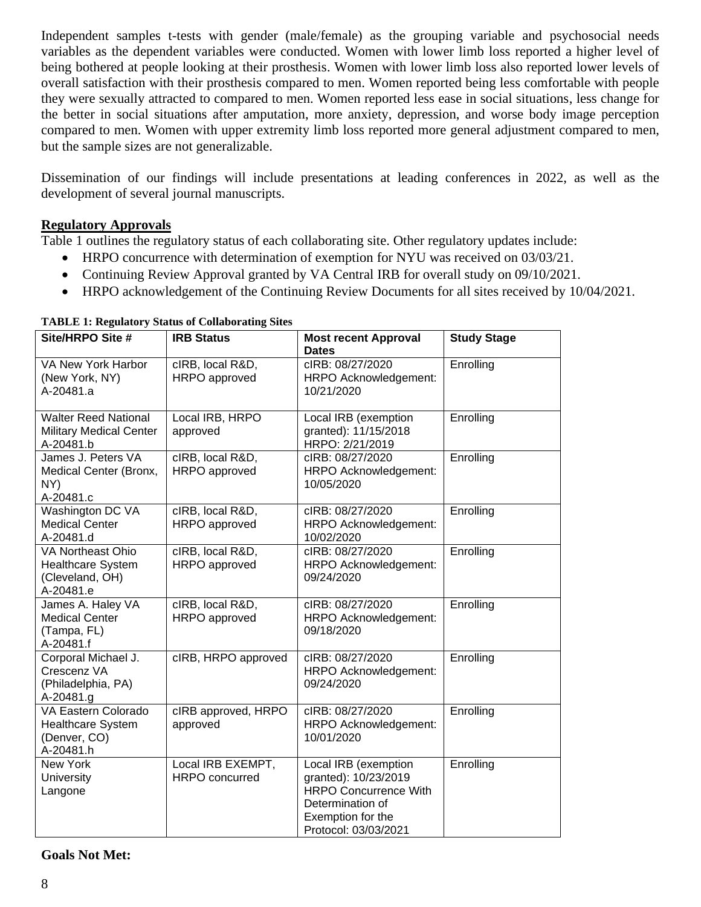Independent samples t-tests with gender (male/female) as the grouping variable and psychosocial needs variables as the dependent variables were conducted. Women with lower limb loss reported a higher level of being bothered at people looking at their prosthesis. Women with lower limb loss also reported lower levels of overall satisfaction with their prosthesis compared to men. Women reported being less comfortable with people they were sexually attracted to compared to men. Women reported less ease in social situations, less change for the better in social situations after amputation, more anxiety, depression, and worse body image perception compared to men. Women with upper extremity limb loss reported more general adjustment compared to men, but the sample sizes are not generalizable.

Dissemination of our findings will include presentations at leading conferences in 2022, as well as the development of several journal manuscripts.

## Regulatory Approvals

Table 1 outlines the regulatory status of each collaborating site. Other regulatory updates include:

- HRPO concurrence with determination of exemption for NYU was received on 03/03/21.
- Continuing Review Approval granted by VA Central IRB for overall study on 09/10/2021.
- HRPO acknowledgement of the Continuing Review Documents for all sites received by 10/04/2021.

**TABLE 1: Regulatory Status of Collaborating Sites**

| Site/HRPO Site # | IRB Status | Most recent Approval Dates | Study Stage |
|---|---|---|---|
| VA New York Harbor (New York, NY) A-20481.a | cIRB, local R&D, HRPO approved | cIRB: 08/27/2020 HRPO Acknowledgement: 10/21/2020 | Enrolling |
| Walter Reed National Military Medical Center A-20481.b | Local IRB, HRPO approved | Local IRB (exemption granted): 11/15/2018 HRPO: 2/21/2019 | Enrolling |
| James J. Peters VA Medical Center (Bronx, NY) A-20481.c | cIRB, local R&D, HRPO approved | cIRB: 08/27/2020 HRPO Acknowledgement: 10/05/2020 | Enrolling |
| Washington DC VA Medical Center A-20481.d | cIRB, local R&D, HRPO approved | cIRB: 08/27/2020 HRPO Acknowledgement: 10/02/2020 | Enrolling |
| VA Northeast Ohio Healthcare System (Cleveland, OH) A-20481.e | cIRB, local R&D, HRPO approved | cIRB: 08/27/2020 HRPO Acknowledgement: 09/24/2020 | Enrolling |
| James A. Haley VA Medical Center (Tampa, FL) A-20481.f | cIRB, local R&D, HRPO approved | cIRB: 08/27/2020 HRPO Acknowledgement: 09/18/2020 | Enrolling |
| Corporal Michael J. Crescenz VA (Philadelphia, PA) A-20481.g | cIRB, HRPO approved | cIRB: 08/27/2020 HRPO Acknowledgement: 09/24/2020 | Enrolling |
| VA Eastern Colorado Healthcare System (Denver, CO) A-20481.h | cIRB approved, HRPO approved | cIRB: 08/27/2020 HRPO Acknowledgement: 10/01/2020 | Enrolling |
| New York University Langone | Local IRB EXEMPT, HRPO concurred | Local IRB (exemption granted): 10/23/2019 HRPO Concurrence With Determination of Exemption for the Protocol: 03/03/2021 | Enrolling |

**Goals Not Met:**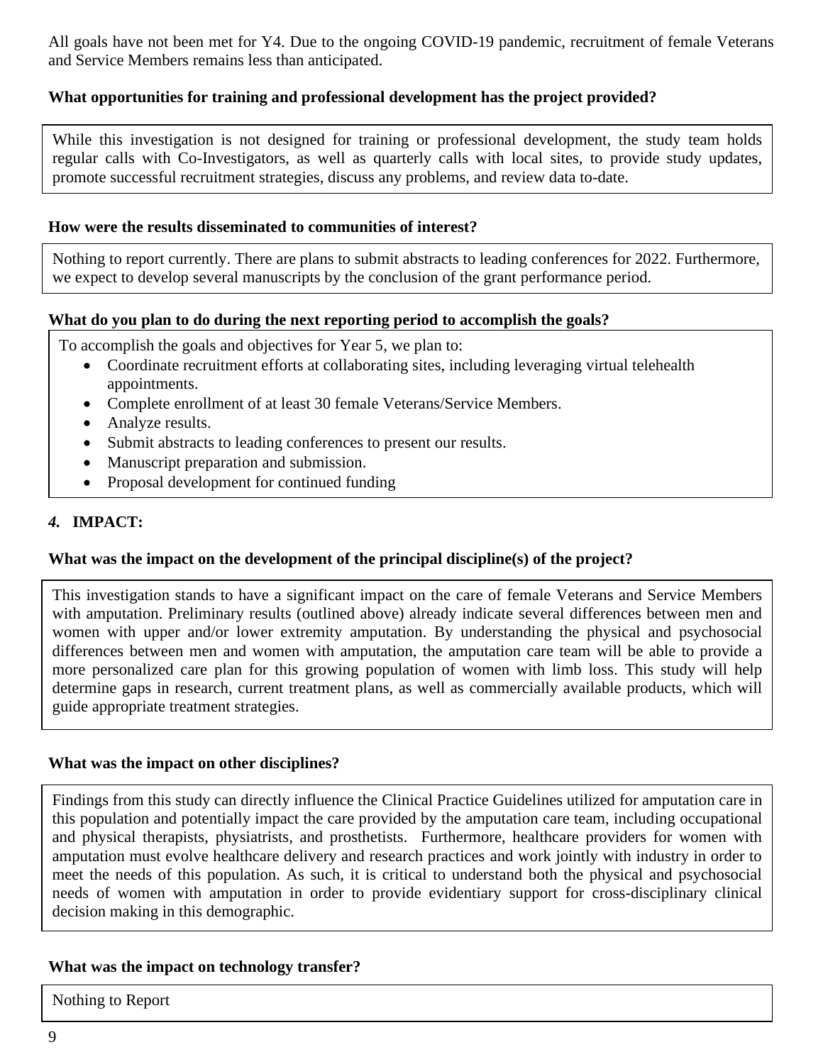All goals have not been met for Y4. Due to the ongoing COVID-19 pandemic, recruitment of female Veterans and Service Members remains less than anticipated.

**What opportunities for training and professional development has the project provided?**

While this investigation is not designed for training or professional development, the study team holds regular calls with Co-Investigators, as well as quarterly calls with local sites, to provide study updates, promote successful recruitment strategies, discuss any problems, and review data to-date.

**How were the results disseminated to communities of interest?**

Nothing to report currently. There are plans to submit abstracts to leading conferences for 2022. Furthermore, we expect to develop several manuscripts by the conclusion of the grant performance period.

**What do you plan to do during the next reporting period to accomplish the goals?**

To accomplish the goals and objectives for Year 5, we plan to:

- Coordinate recruitment efforts at collaborating sites, including leveraging virtual telehealth appointments.
- Complete enrollment of at least 30 female Veterans/Service Members.
- Analyze results.
- Submit abstracts to leading conferences to present our results.
- Manuscript preparation and submission.
- Proposal development for continued funding

## *4.* IMPACT:

**What was the impact on the development of the principal discipline(s) of the project?**

This investigation stands to have a significant impact on the care of female Veterans and Service Members with amputation. Preliminary results (outlined above) already indicate several differences between men and women with upper and/or lower extremity amputation. By understanding the physical and psychosocial differences between men and women with amputation, the amputation care team will be able to provide a more personalized care plan for this growing population of women with limb loss. This study will help determine gaps in research, current treatment plans, as well as commercially available products, which will guide appropriate treatment strategies.

**What was the impact on other disciplines?**

Findings from this study can directly influence the Clinical Practice Guidelines utilized for amputation care in this population and potentially impact the care provided by the amputation care team, including occupational and physical therapists, physiatrists, and prosthetists. Furthermore, healthcare providers for women with amputation must evolve healthcare delivery and research practices and work jointly with industry in order to meet the needs of this population. As such, it is critical to understand both the physical and psychosocial needs of women with amputation in order to provide evidentiary support for cross-disciplinary clinical decision making in this demographic.

**What was the impact on technology transfer?**

Nothing to Report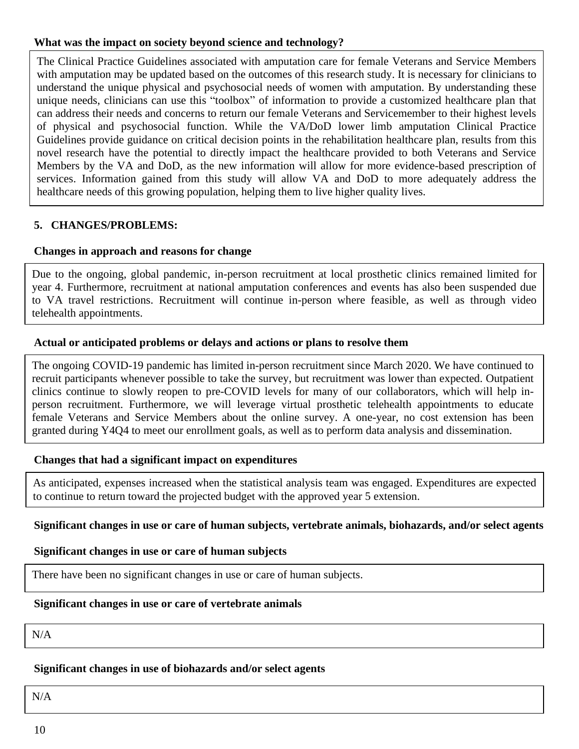**What was the impact on society beyond science and technology?**

The Clinical Practice Guidelines associated with amputation care for female Veterans and Service Members with amputation may be updated based on the outcomes of this research study. It is necessary for clinicians to understand the unique physical and psychosocial needs of women with amputation. By understanding these unique needs, clinicians can use this "toolbox" of information to provide a customized healthcare plan that can address their needs and concerns to return our female Veterans and Servicemember to their highest levels of physical and psychosocial function. While the VA/DoD lower limb amputation Clinical Practice Guidelines provide guidance on critical decision points in the rehabilitation healthcare plan, results from this novel research have the potential to directly impact the healthcare provided to both Veterans and Service Members by the VA and DoD, as the new information will allow for more evidence-based prescription of services. Information gained from this study will allow VA and DoD to more adequately address the healthcare needs of this growing population, helping them to live higher quality lives.

## 5. CHANGES/PROBLEMS:

**Changes in approach and reasons for change**

Due to the ongoing, global pandemic, in-person recruitment at local prosthetic clinics remained limited for year 4. Furthermore, recruitment at national amputation conferences and events has also been suspended due to VA travel restrictions. Recruitment will continue in-person where feasible, as well as through video telehealth appointments.

**Actual or anticipated problems or delays and actions or plans to resolve them**

The ongoing COVID-19 pandemic has limited in-person recruitment since March 2020. We have continued to recruit participants whenever possible to take the survey, but recruitment was lower than expected. Outpatient clinics continue to slowly reopen to pre-COVID levels for many of our collaborators, which will help in-person recruitment. Furthermore, we will leverage virtual prosthetic telehealth appointments to educate female Veterans and Service Members about the online survey. A one-year, no cost extension has been granted during Y4Q4 to meet our enrollment goals, as well as to perform data analysis and dissemination.

**Changes that had a significant impact on expenditures**

As anticipated, expenses increased when the statistical analysis team was engaged. Expenditures are expected to continue to return toward the projected budget with the approved year 5 extension.

**Significant changes in use or care of human subjects, vertebrate animals, biohazards, and/or select agents**

**Significant changes in use or care of human subjects**

There have been no significant changes in use or care of human subjects.

**Significant changes in use or care of vertebrate animals**

N/A

**Significant changes in use of biohazards and/or select agents**

N/A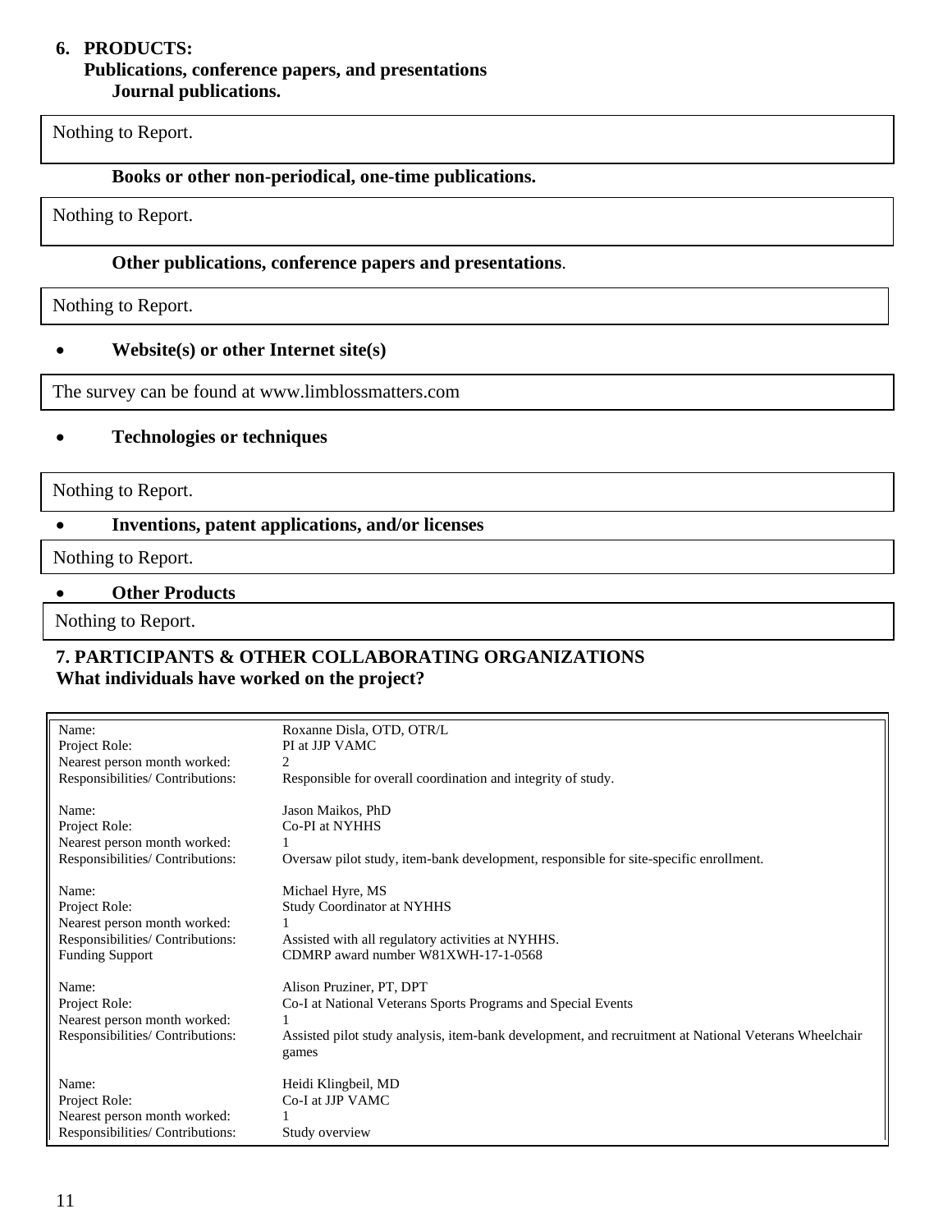## 6. PRODUCTS:

### Publications, conference papers, and presentations

#### Journal publications.

Nothing to Report.

#### Books or other non-periodical, one-time publications.

Nothing to Report.

#### Other publications, conference papers and presentations.

Nothing to Report.

- **Website(s) or other Internet site(s)**

The survey can be found at www.limblossmatters.com

- **Technologies or techniques**

Nothing to Report.

- **Inventions, patent applications, and/or licenses**

Nothing to Report.

- **Other Products**

Nothing to Report.

## 7. PARTICIPANTS & OTHER COLLABORATING ORGANIZATIONS

### What individuals have worked on the project?

| | |
|---|---|
| Name: | Roxanne Disla, OTD, OTR/L |
| Project Role: | PI at JJP VAMC |
| Nearest person month worked: | 2 |
| Responsibilities/ Contributions: | Responsible for overall coordination and integrity of study. |
| | |
| Name: | Jason Maikos, PhD |
| Project Role: | Co-PI at NYHHS |
| Nearest person month worked: | 1 |
| Responsibilities/ Contributions: | Oversaw pilot study, item-bank development, responsible for site-specific enrollment. |
| | |
| Name: | Michael Hyre, MS |
| Project Role: | Study Coordinator at NYHHS |
| Nearest person month worked: | 1 |
| Responsibilities/ Contributions: | Assisted with all regulatory activities at NYHHS. |
| Funding Support | CDMRP award number W81XWH-17-1-0568 |
| | |
| Name: | Alison Pruziner, PT, DPT |
| Project Role: | Co-I at National Veterans Sports Programs and Special Events |
| Nearest person month worked: | 1 |
| Responsibilities/ Contributions: | Assisted pilot study analysis, item-bank development, and recruitment at National Veterans Wheelchair games |
| | |
| Name: | Heidi Klingbeil, MD |
| Project Role: | Co-I at JJP VAMC |
| Nearest person month worked: | 1 |
| Responsibilities/ Contributions: | Study overview |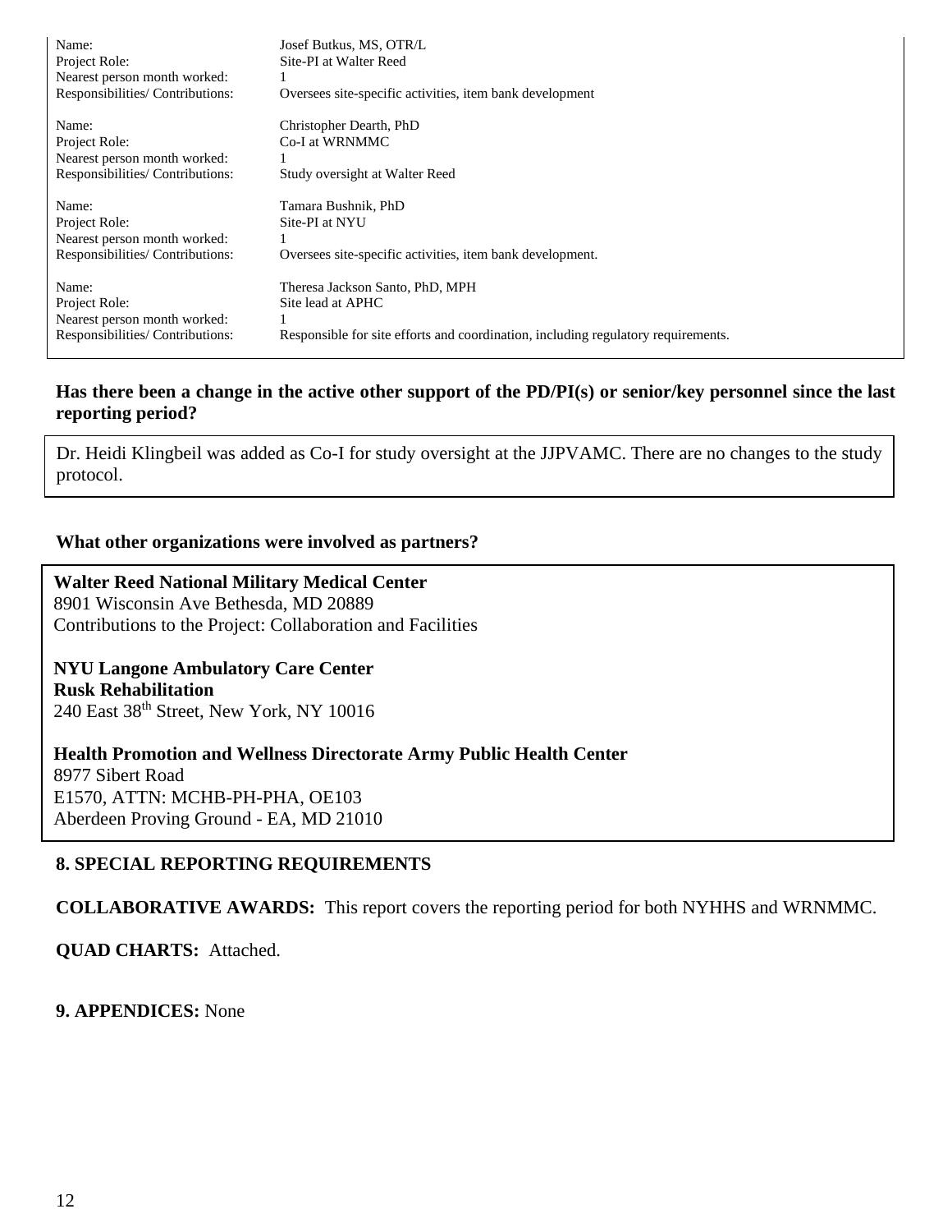| | |
|---|---|
| Name: | Josef Butkus, MS, OTR/L |
| Project Role: | Site-PI at Walter Reed |
| Nearest person month worked: | 1 |
| Responsibilities/ Contributions: | Oversees site-specific activities, item bank development |
| | |
| Name: | Christopher Dearth, PhD |
| Project Role: | Co-I at WRNMMC |
| Nearest person month worked: | 1 |
| Responsibilities/ Contributions: | Study oversight at Walter Reed |
| | |
| Name: | Tamara Bushnik, PhD |
| Project Role: | Site-PI at NYU |
| Nearest person month worked: | 1 |
| Responsibilities/ Contributions: | Oversees site-specific activities, item bank development. |
| | |
| Name: | Theresa Jackson Santo, PhD, MPH |
| Project Role: | Site lead at APHC |
| Nearest person month worked: | 1 |
| Responsibilities/ Contributions: | Responsible for site efforts and coordination, including regulatory requirements. |

**Has there been a change in the active other support of the PD/PI(s) or senior/key personnel since the last reporting period?**

Dr. Heidi Klingbeil was added as Co-I for study oversight at the JJPVAMC. There are no changes to the study protocol.

**What other organizations were involved as partners?**

**Walter Reed National Military Medical Center**
8901 Wisconsin Ave Bethesda, MD 20889
Contributions to the Project: Collaboration and Facilities

**NYU Langone Ambulatory Care Center**
**Rusk Rehabilitation**
240 East 38th Street, New York, NY 10016

**Health Promotion and Wellness Directorate Army Public Health Center**
8977 Sibert Road
E1570, ATTN: MCHB-PH-PHA, OE103
Aberdeen Proving Ground - EA, MD 21010

## 8. SPECIAL REPORTING REQUIREMENTS

**COLLABORATIVE AWARDS:** This report covers the reporting period for both NYHHS and WRNMMC.

**QUAD CHARTS:** Attached.

## 9. APPENDICES: None